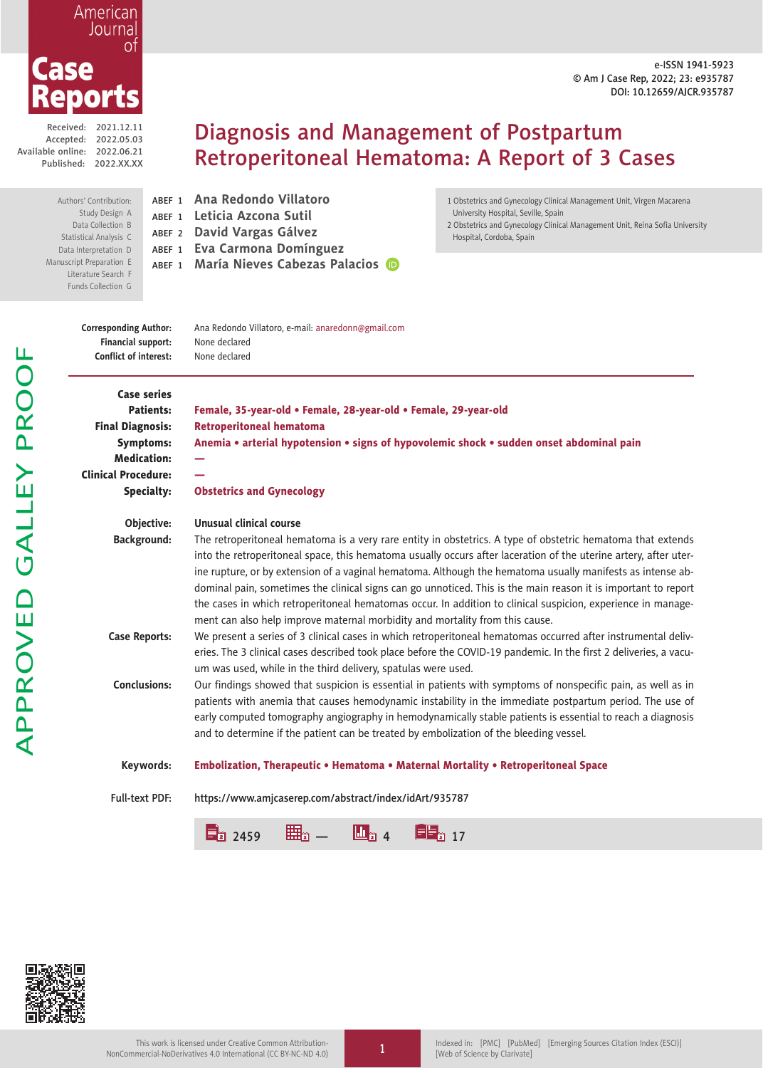Received: 2021.12.11
Accepted: 2022.05.03
Available online: 2022.06.21
Published: 2022.XX.XX

e-ISSN 1941-5923
© Am J Case Rep, 2022; 23: e935787
DOI: 10.12659/AJCR.935787

# Diagnosis and Management of Postpartum Retroperitoneal Hematoma: A Report of 3 Cases

Authors' Contribution:
Study Design A
Data Collection B
Statistical Analysis C
Data Interpretation D
Manuscript Preparation E
Literature Search F
Funds Collection G

ABEF 1 **Ana Redondo Villatoro**
ABEF 1 **Leticia Azcona Sutil**
ABEF 2 **David Vargas Gálvez**
ABEF 1 **Eva Carmona Domínguez**
ABEF 1 **María Nieves Cabezas Palacios**

1 Obstetrics and Gynecology Clinical Management Unit, Virgen Macarena University Hospital, Seville, Spain
2 Obstetrics and Gynecology Clinical Management Unit, Reina Sofía University Hospital, Cordoba, Spain

**Corresponding Author:** Ana Redondo Villatoro, e-mail: anaredonn@gmail.com
**Financial support:** None declared
**Conflict of interest:** None declared

**Case series**
**Patients:** Female, 35-year-old • Female, 28-year-old • Female, 29-year-old
**Final Diagnosis:** Retroperitoneal hematoma
**Symptoms:** Anemia • arterial hypotension • signs of hypovolemic shock • sudden onset abdominal pain
**Medication:** —
**Clinical Procedure:** —
**Specialty:** Obstetrics and Gynecology

**Objective:** Unusual clinical course

**Background:** The retroperitoneal hematoma is a very rare entity in obstetrics. A type of obstetric hematoma that extends into the retroperitoneal space, this hematoma usually occurs after laceration of the uterine artery, after uterine rupture, or by extension of a vaginal hematoma. Although the hematoma usually manifests as intense abdominal pain, sometimes the clinical signs can go unnoticed. This is the main reason it is important to report the cases in which retroperitoneal hematomas occur. In addition to clinical suspicion, experience in management can also help improve maternal morbidity and mortality from this cause.

**Case Reports:** We present a series of 3 clinical cases in which retroperitoneal hematomas occurred after instrumental deliveries. The 3 clinical cases described took place before the COVID-19 pandemic. In the first 2 deliveries, a vacuum was used, while in the third delivery, spatulas were used.

**Conclusions:** Our findings showed that suspicion is essential in patients with symptoms of nonspecific pain, as well as in patients with anemia that causes hemodynamic instability in the immediate postpartum period. The use of early computed tomography angiography in hemodynamically stable patients is essential to reach a diagnosis and to determine if the patient can be treated by embolization of the bleeding vessel.

**Keywords:** Embolization, Therapeutic • Hematoma • Maternal Mortality • Retroperitoneal Space

**Full-text PDF:** https://www.amjcaserep.com/abstract/index/idArt/935787

2459 — 4 17

This work is licensed under Creative Common Attribution-NonCommercial-NoDerivatives 4.0 International (CC BY-NC-ND 4.0)

Indexed in: [PMC] [PubMed] [Emerging Sources Citation Index (ESCI)] [Web of Science by Clarivate]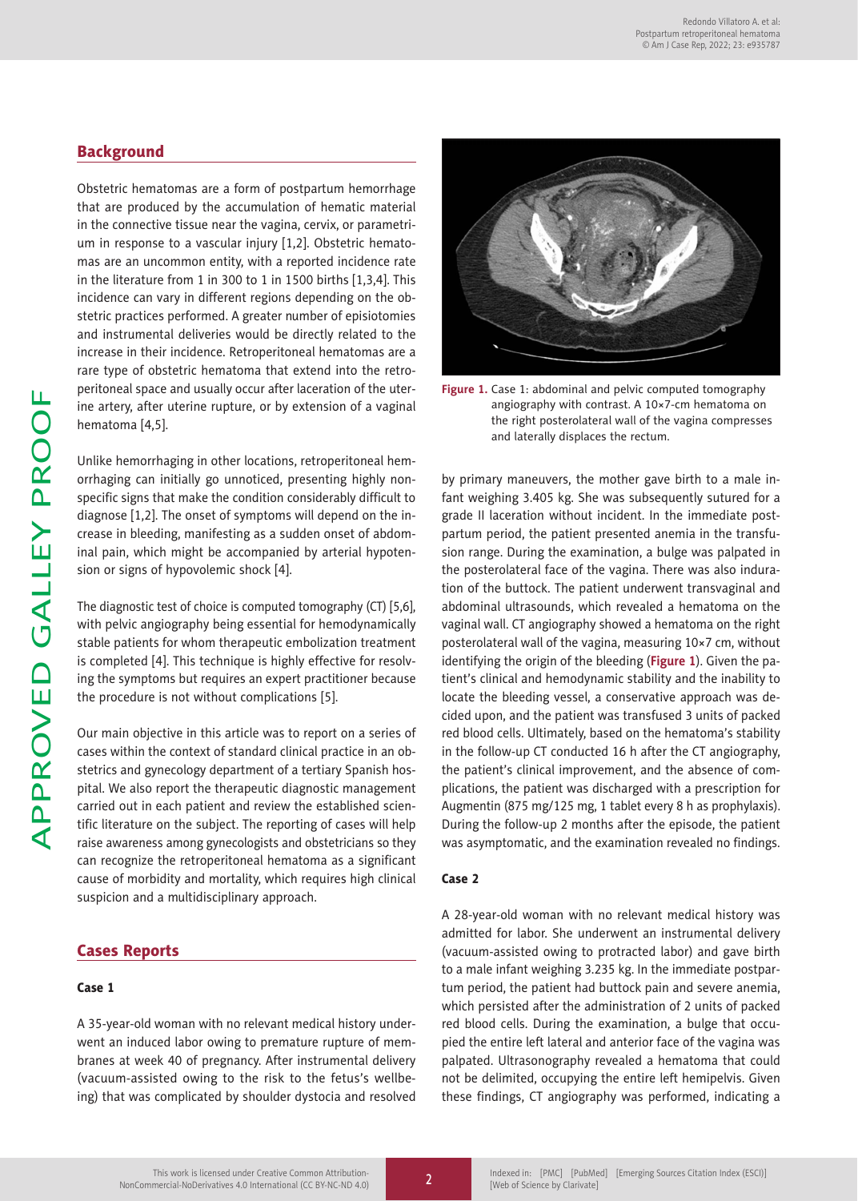## Background

Obstetric hematomas are a form of postpartum hemorrhage that are produced by the accumulation of hematic material in the connective tissue near the vagina, cervix, or parametrium in response to a vascular injury [1,2]. Obstetric hematomas are an uncommon entity, with a reported incidence rate in the literature from 1 in 300 to 1 in 1500 births [1,3,4]. This incidence can vary in different regions depending on the obstetric practices performed. A greater number of episiotomies and instrumental deliveries would be directly related to the increase in their incidence. Retroperitoneal hematomas are a rare type of obstetric hematoma that extend into the retroperitoneal space and usually occur after laceration of the uterine artery, after uterine rupture, or by extension of a vaginal hematoma [4,5].

Unlike hemorrhaging in other locations, retroperitoneal hemorrhaging can initially go unnoticed, presenting highly nonspecific signs that make the condition considerably difficult to diagnose [1,2]. The onset of symptoms will depend on the increase in bleeding, manifesting as a sudden onset of abdominal pain, which might be accompanied by arterial hypotension or signs of hypovolemic shock [4].

The diagnostic test of choice is computed tomography (CT) [5,6], with pelvic angiography being essential for hemodynamically stable patients for whom therapeutic embolization treatment is completed [4]. This technique is highly effective for resolving the symptoms but requires an expert practitioner because the procedure is not without complications [5].

Our main objective in this article was to report on a series of cases within the context of standard clinical practice in an obstetrics and gynecology department of a tertiary Spanish hospital. We also report the therapeutic diagnostic management carried out in each patient and review the established scientific literature on the subject. The reporting of cases will help raise awareness among gynecologists and obstetricians so they can recognize the retroperitoneal hematoma as a significant cause of morbidity and mortality, which requires high clinical suspicion and a multidisciplinary approach.

## Cases Reports

### Case 1

A 35-year-old woman with no relevant medical history underwent an induced labor owing to premature rupture of membranes at week 40 of pregnancy. After instrumental delivery (vacuum-assisted owing to the risk to the fetus's wellbeing) that was complicated by shoulder dystocia and resolved by primary maneuvers, the mother gave birth to a male infant weighing 3.405 kg. She was subsequently sutured for a grade II laceration without incident. In the immediate postpartum period, the patient presented anemia in the transfusion range. During the examination, a bulge was palpated in the posterolateral face of the vagina. There was also induration of the buttock. The patient underwent transvaginal and abdominal ultrasounds, which revealed a hematoma on the vaginal wall. CT angiography showed a hematoma on the right posterolateral wall of the vagina, measuring 10×7 cm, without identifying the origin of the bleeding (**Figure 1**). Given the patient's clinical and hemodynamic stability and the inability to locate the bleeding vessel, a conservative approach was decided upon, and the patient was transfused 3 units of packed red blood cells. Ultimately, based on the hematoma's stability in the follow-up CT conducted 16 h after the CT angiography, the patient's clinical improvement, and the absence of complications, the patient was discharged with a prescription for Augmentin (875 mg/125 mg, 1 tablet every 8 h as prophylaxis). During the follow-up 2 months after the episode, the patient was asymptomatic, and the examination revealed no findings.

**Figure 1.** Case 1: abdominal and pelvic computed tomography angiography with contrast. A 10×7-cm hematoma on the right posterolateral wall of the vagina compresses and laterally displaces the rectum.

### Case 2

A 28-year-old woman with no relevant medical history was admitted for labor. She underwent an instrumental delivery (vacuum-assisted owing to protracted labor) and gave birth to a male infant weighing 3.235 kg. In the immediate postpartum period, the patient had buttock pain and severe anemia, which persisted after the administration of 2 units of packed red blood cells. During the examination, a bulge that occupied the entire left lateral and anterior face of the vagina was palpated. Ultrasonography revealed a hematoma that could not be delimited, occupying the entire left hemipelvis. Given these findings, CT angiography was performed, indicating a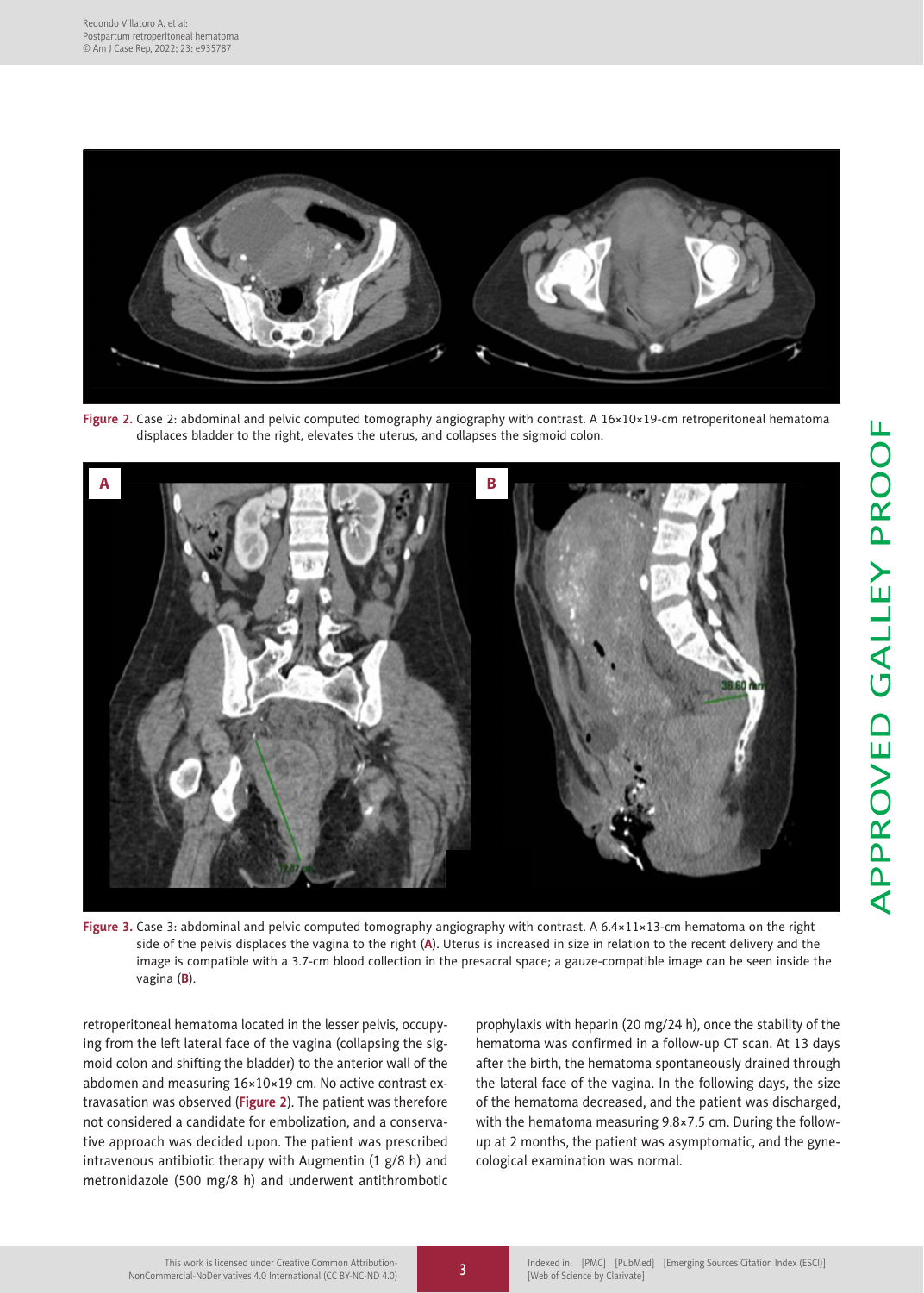Figure 2. Case 2: abdominal and pelvic computed tomography angiography with contrast. A 16×10×19-cm retroperitoneal hematoma displaces bladder to the right, elevates the uterus, and collapses the sigmoid colon.

Figure 3. Case 3: abdominal and pelvic computed tomography angiography with contrast. A 6.4×11×13-cm hematoma on the right side of the pelvis displaces the vagina to the right (A). Uterus is increased in size in relation to the recent delivery and the image is compatible with a 3.7-cm blood collection in the presacral space; a gauze-compatible image can be seen inside the vagina (B).

retroperitoneal hematoma located in the lesser pelvis, occupying from the left lateral face of the vagina (collapsing the sigmoid colon and shifting the bladder) to the anterior wall of the abdomen and measuring 16×10×19 cm. No active contrast extravasation was observed (Figure 2). The patient was therefore not considered a candidate for embolization, and a conservative approach was decided upon. The patient was prescribed intravenous antibiotic therapy with Augmentin (1 g/8 h) and metronidazole (500 mg/8 h) and underwent antithrombotic prophylaxis with heparin (20 mg/24 h), once the stability of the hematoma was confirmed in a follow-up CT scan. At 13 days after the birth, the hematoma spontaneously drained through the lateral face of the vagina. In the following days, the size of the hematoma decreased, and the patient was discharged, with the hematoma measuring 9.8×7.5 cm. During the follow-up at 2 months, the patient was asymptomatic, and the gynecological examination was normal.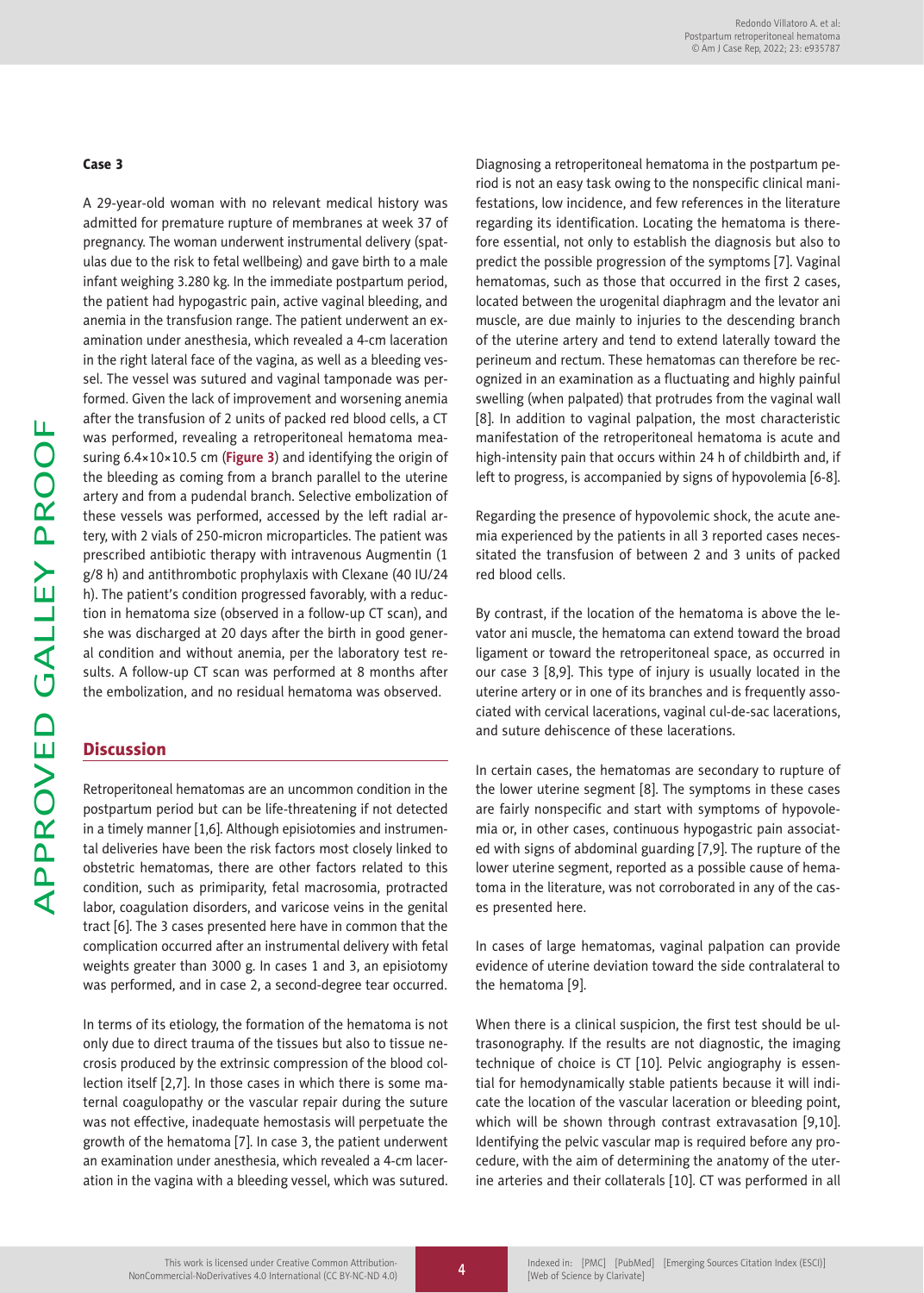### Case 3

A 29-year-old woman with no relevant medical history was admitted for premature rupture of membranes at week 37 of pregnancy. The woman underwent instrumental delivery (spatulas due to the risk to fetal wellbeing) and gave birth to a male infant weighing 3.280 kg. In the immediate postpartum period, the patient had hypogastric pain, active vaginal bleeding, and anemia in the transfusion range. The patient underwent an examination under anesthesia, which revealed a 4-cm laceration in the right lateral face of the vagina, as well as a bleeding vessel. The vessel was sutured and vaginal tamponade was performed. Given the lack of improvement and worsening anemia after the transfusion of 2 units of packed red blood cells, a CT was performed, revealing a retroperitoneal hematoma measuring 6.4×10×10.5 cm (**Figure 3**) and identifying the origin of the bleeding as coming from a branch parallel to the uterine artery and from a pudendal branch. Selective embolization of these vessels was performed, accessed by the left radial artery, with 2 vials of 250-micron microparticles. The patient was prescribed antibiotic therapy with intravenous Augmentin (1 g/8 h) and antithrombotic prophylaxis with Clexane (40 IU/24 h). The patient's condition progressed favorably, with a reduction in hematoma size (observed in a follow-up CT scan), and she was discharged at 20 days after the birth in good general condition and without anemia, per the laboratory test results. A follow-up CT scan was performed at 8 months after the embolization, and no residual hematoma was observed.

## Discussion

Retroperitoneal hematomas are an uncommon condition in the postpartum period but can be life-threatening if not detected in a timely manner [1,6]. Although episiotomies and instrumental deliveries have been the risk factors most closely linked to obstetric hematomas, there are other factors related to this condition, such as primiparity, fetal macrosomia, protracted labor, coagulation disorders, and varicose veins in the genital tract [6]. The 3 cases presented here have in common that the complication occurred after an instrumental delivery with fetal weights greater than 3000 g. In cases 1 and 3, an episiotomy was performed, and in case 2, a second-degree tear occurred.

In terms of its etiology, the formation of the hematoma is not only due to direct trauma of the tissues but also to tissue necrosis produced by the extrinsic compression of the blood collection itself [2,7]. In those cases in which there is some maternal coagulopathy or the vascular repair during the suture was not effective, inadequate hemostasis will perpetuate the growth of the hematoma [7]. In case 3, the patient underwent an examination under anesthesia, which revealed a 4-cm laceration in the vagina with a bleeding vessel, which was sutured.

Diagnosing a retroperitoneal hematoma in the postpartum period is not an easy task owing to the nonspecific clinical manifestations, low incidence, and few references in the literature regarding its identification. Locating the hematoma is therefore essential, not only to establish the diagnosis but also to predict the possible progression of the symptoms [7]. Vaginal hematomas, such as those that occurred in the first 2 cases, located between the urogenital diaphragm and the levator ani muscle, are due mainly to injuries to the descending branch of the uterine artery and tend to extend laterally toward the perineum and rectum. These hematomas can therefore be recognized in an examination as a fluctuating and highly painful swelling (when palpated) that protrudes from the vaginal wall [8]. In addition to vaginal palpation, the most characteristic manifestation of the retroperitoneal hematoma is acute and high-intensity pain that occurs within 24 h of childbirth and, if left to progress, is accompanied by signs of hypovolemia [6-8].

Regarding the presence of hypovolemic shock, the acute anemia experienced by the patients in all 3 reported cases necessitated the transfusion of between 2 and 3 units of packed red blood cells.

By contrast, if the location of the hematoma is above the levator ani muscle, the hematoma can extend toward the broad ligament or toward the retroperitoneal space, as occurred in our case 3 [8,9]. This type of injury is usually located in the uterine artery or in one of its branches and is frequently associated with cervical lacerations, vaginal cul-de-sac lacerations, and suture dehiscence of these lacerations.

In certain cases, the hematomas are secondary to rupture of the lower uterine segment [8]. The symptoms in these cases are fairly nonspecific and start with symptoms of hypovolemia or, in other cases, continuous hypogastric pain associated with signs of abdominal guarding [7,9]. The rupture of the lower uterine segment, reported as a possible cause of hematoma in the literature, was not corroborated in any of the cases presented here.

In cases of large hematomas, vaginal palpation can provide evidence of uterine deviation toward the side contralateral to the hematoma [9].

When there is a clinical suspicion, the first test should be ultrasonography. If the results are not diagnostic, the imaging technique of choice is CT [10]. Pelvic angiography is essential for hemodynamically stable patients because it will indicate the location of the vascular laceration or bleeding point, which will be shown through contrast extravasation [9,10]. Identifying the pelvic vascular map is required before any procedure, with the aim of determining the anatomy of the uterine arteries and their collaterals [10]. CT was performed in all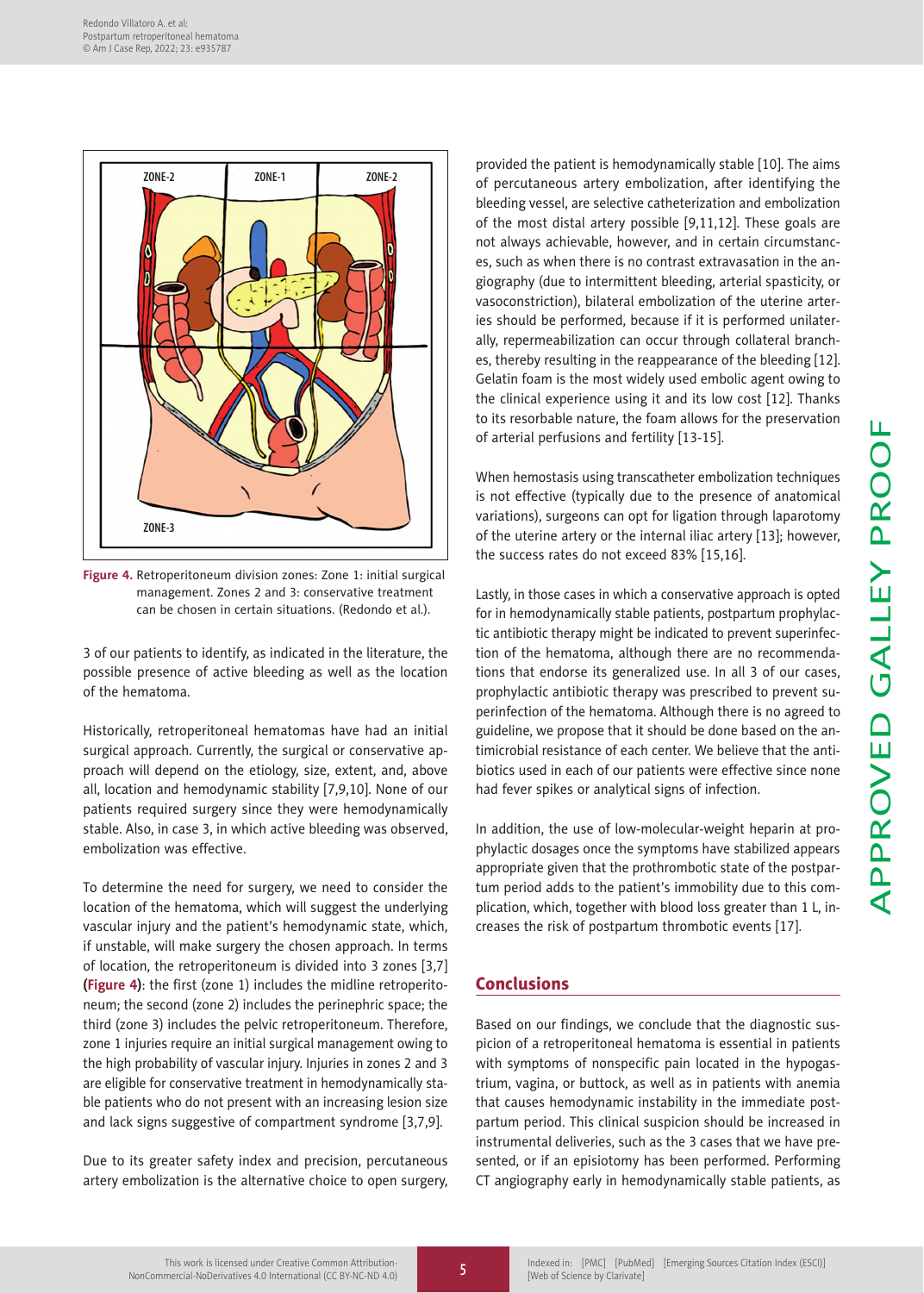Figure 4. Retroperitoneum division zones: Zone 1: initial surgical management. Zones 2 and 3: conservative treatment can be chosen in certain situations. (Redondo et al.).

3 of our patients to identify, as indicated in the literature, the possible presence of active bleeding as well as the location of the hematoma.

Historically, retroperitoneal hematomas have had an initial surgical approach. Currently, the surgical or conservative approach will depend on the etiology, size, extent, and, above all, location and hemodynamic stability [7,9,10]. None of our patients required surgery since they were hemodynamically stable. Also, in case 3, in which active bleeding was observed, embolization was effective.

To determine the need for surgery, we need to consider the location of the hematoma, which will suggest the underlying vascular injury and the patient's hemodynamic state, which, if unstable, will make surgery the chosen approach. In terms of location, the retroperitoneum is divided into 3 zones [3,7] (Figure 4): the first (zone 1) includes the midline retroperitoneum; the second (zone 2) includes the perinephric space; the third (zone 3) includes the pelvic retroperitoneum. Therefore, zone 1 injuries require an initial surgical management owing to the high probability of vascular injury. Injuries in zones 2 and 3 are eligible for conservative treatment in hemodynamically stable patients who do not present with an increasing lesion size and lack signs suggestive of compartment syndrome [3,7,9].

Due to its greater safety index and precision, percutaneous artery embolization is the alternative choice to open surgery, provided the patient is hemodynamically stable [10]. The aims of percutaneous artery embolization, after identifying the bleeding vessel, are selective catheterization and embolization of the most distal artery possible [9,11,12]. These goals are not always achievable, however, and in certain circumstances, such as when there is no contrast extravasation in the angiography (due to intermittent bleeding, arterial spasticity, or vasoconstriction), bilateral embolization of the uterine arteries should be performed, because if it is performed unilaterally, repermeabilization can occur through collateral branches, thereby resulting in the reappearance of the bleeding [12]. Gelatin foam is the most widely used embolic agent owing to the clinical experience using it and its low cost [12]. Thanks to its resorbable nature, the foam allows for the preservation of arterial perfusions and fertility [13-15].

When hemostasis using transcatheter embolization techniques is not effective (typically due to the presence of anatomical variations), surgeons can opt for ligation through laparotomy of the uterine artery or the internal iliac artery [13]; however, the success rates do not exceed 83% [15,16].

Lastly, in those cases in which a conservative approach is opted for in hemodynamically stable patients, postpartum prophylactic antibiotic therapy might be indicated to prevent superinfection of the hematoma, although there are no recommendations that endorse its generalized use. In all 3 of our cases, prophylactic antibiotic therapy was prescribed to prevent superinfection of the hematoma. Although there is no agreed to guideline, we propose that it should be done based on the antimicrobial resistance of each center. We believe that the antibiotics used in each of our patients were effective since none had fever spikes or analytical signs of infection.

In addition, the use of low-molecular-weight heparin at prophylactic dosages once the symptoms have stabilized appears appropriate given that the prothrombotic state of the postpartum period adds to the patient's immobility due to this complication, which, together with blood loss greater than 1 L, increases the risk of postpartum thrombotic events [17].

## Conclusions

Based on our findings, we conclude that the diagnostic suspicion of a retroperitoneal hematoma is essential in patients with symptoms of nonspecific pain located in the hypogastrium, vagina, or buttock, as well as in patients with anemia that causes hemodynamic instability in the immediate postpartum period. This clinical suspicion should be increased in instrumental deliveries, such as the 3 cases that we have presented, or if an episiotomy has been performed. Performing CT angiography early in hemodynamically stable patients, as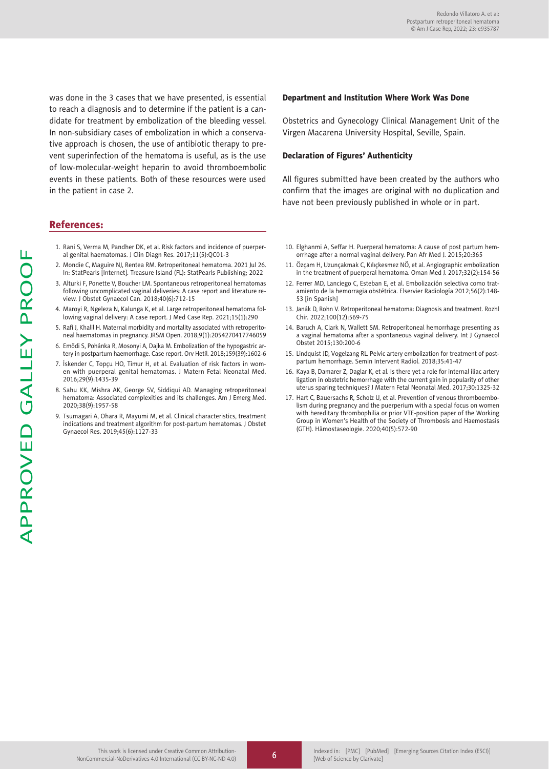was done in the 3 cases that we have presented, is essential to reach a diagnosis and to determine if the patient is a candidate for treatment by embolization of the bleeding vessel. In non-subsidiary cases of embolization in which a conservative approach is chosen, the use of antibiotic therapy to prevent superinfection of the hematoma is useful, as is the use of low-molecular-weight heparin to avoid thromboembolic events in these patients. Both of these resources were used in the patient in case 2.

## References:

1. Rani S, Verma M, Pandher DK, et al. Risk factors and incidence of puerperal genital haematomas. J Clin Diagn Res. 2017;11(5):QC01-3
2. Mondie C, Maguire NJ, Rentea RM. Retroperitoneal hematoma. 2021 Jul 26. In: StatPearls [Internet]. Treasure Island (FL): StatPearls Publishing; 2022
3. Alturki F, Ponette V, Boucher LM. Spontaneous retroperitoneal hematomas following uncomplicated vaginal deliveries: A case report and literature review. J Obstet Gynaecol Can. 2018;40(6):712-15
4. Maroyi R, Ngeleza N, Kalunga K, et al. Large retroperitoneal hematoma following vaginal delivery: A case report. J Med Case Rep. 2021;15(1):290
5. Rafi J, Khalil H. Maternal morbidity and mortality associated with retroperitoneal haematomas in pregnancy. JRSM Open. 2018;9(1):2054270417746059
6. Emődi S, Pohánka R, Mosonyi A, Dajka M. Embolization of the hypogastric artery in postpartum haemorrhage. Case report. Orv Hetil. 2018;159(39):1602-6
7. İskender C, Topçu HO, Timur H, et al. Evaluation of risk factors in women with puerperal genital hematomas. J Matern Fetal Neonatal Med. 2016;29(9):1435-39
8. Sahu KK, Mishra AK, George SV, Siddiqui AD. Managing retroperitoneal hematoma: Associated complexities and its challenges. Am J Emerg Med. 2020;38(9):1957-58
9. Tsumagari A, Ohara R, Mayumi M, et al. Clinical characteristics, treatment indications and treatment algorithm for post-partum hematomas. J Obstet Gynaecol Res. 2019;45(6):1127-33
10. Elghanmi A, Seffar H. Puerperal hematoma: A cause of post partum hemorrhage after a normal vaginal delivery. Pan Afr Med J. 2015;20:365
11. Özçam H, Uzunçakmak C, Kılıçkesmez NÖ, et al. Angiographic embolization in the treatment of puerperal hematoma. Oman Med J. 2017;32(2):154-56
12. Ferrer MD, Lanciego C, Esteban E, et al. Embolización selectiva como tratamiento de la hemorragia obstétrica. Elservier Radiología 2012;56(2):148-53 [in Spanish]
13. Janák D, Rohn V. Retroperitoneal hematoma: Diagnosis and treatment. Rozhl Chir. 2022;100(12):569-75
14. Baruch A, Clark N, Wallett SM. Retroperitoneal hemorrhage presenting as a vaginal hematoma after a spontaneous vaginal delivery. Int J Gynaecol Obstet 2015;130:200-6
15. Lindquist JD, Vogelzang RL. Pelvic artery embolization for treatment of postpartum hemorrhage. Semin Intervent Radiol. 2018;35:41-47
16. Kaya B, Damarer Z, Daglar K, et al. Is there yet a role for internal iliac artery ligation in obstetric hemorrhage with the current gain in popularity of other uterus sparing techniques? J Matern Fetal Neonatal Med. 2017;30:1325-32
17. Hart C, Bauersachs R, Scholz U, et al. Prevention of venous thromboembolism during pregnancy and the puerperium with a special focus on women with hereditary thrombophilia or prior VTE-position paper of the Working Group in Women's Health of the Society of Thrombosis and Haemostasis (GTH). Hämostaseologie. 2020;40(5):572-90

### Department and Institution Where Work Was Done

Obstetrics and Gynecology Clinical Management Unit of the Virgen Macarena University Hospital, Seville, Spain.

### Declaration of Figures' Authenticity

All figures submitted have been created by the authors who confirm that the images are original with no duplication and have not been previously published in whole or in part.